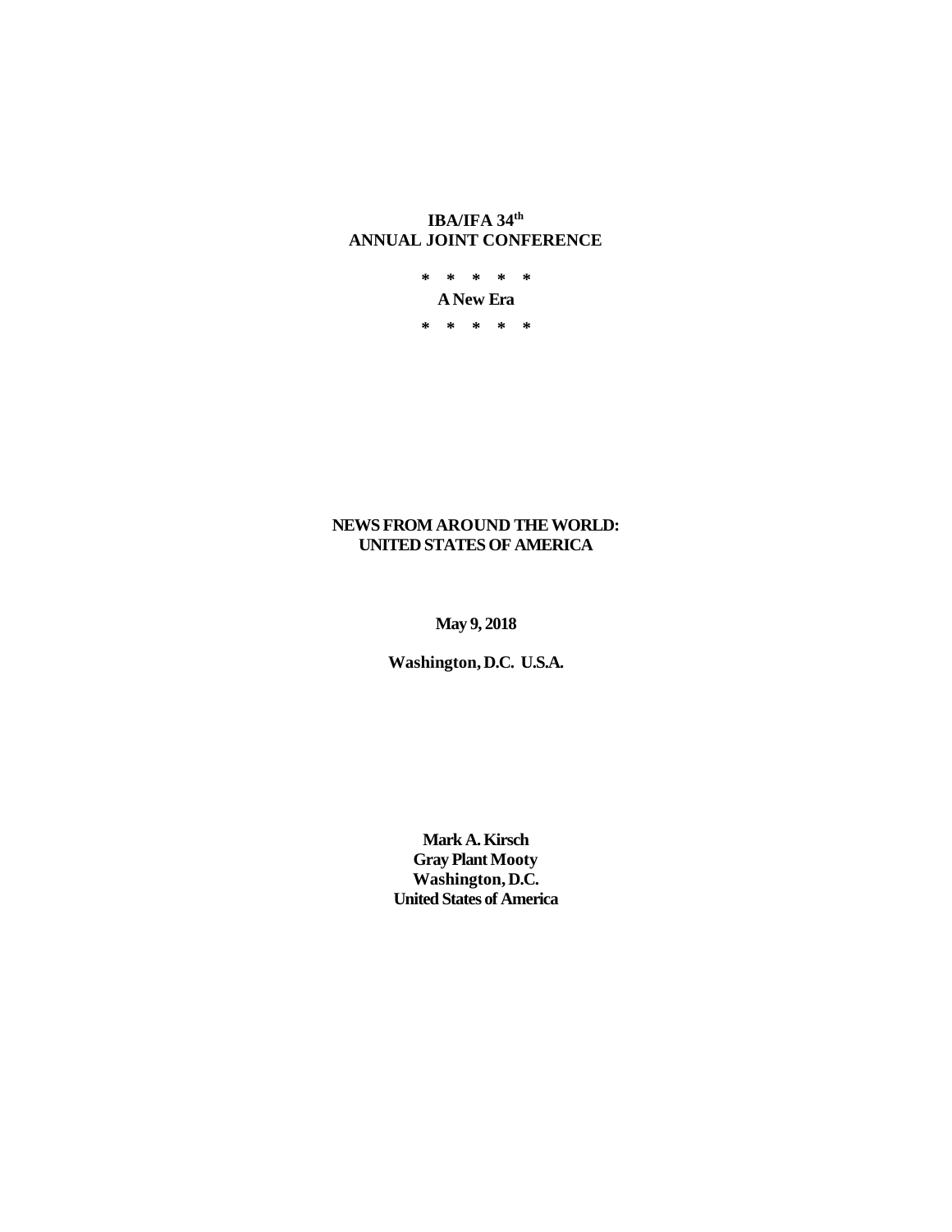**IBA/IFA 34th**
**ANNUAL JOINT CONFERENCE**

**\*   \*   \*   \*   \***

**A New Era**

**\*   \*   \*   \*   \***

# NEWS FROM AROUND THE WORLD: UNITED STATES OF AMERICA

**May 9, 2018**

**Washington, D.C. U.S.A.**

**Mark A. Kirsch**
**Gray Plant Mooty**
**Washington, D.C.**
**United States of America**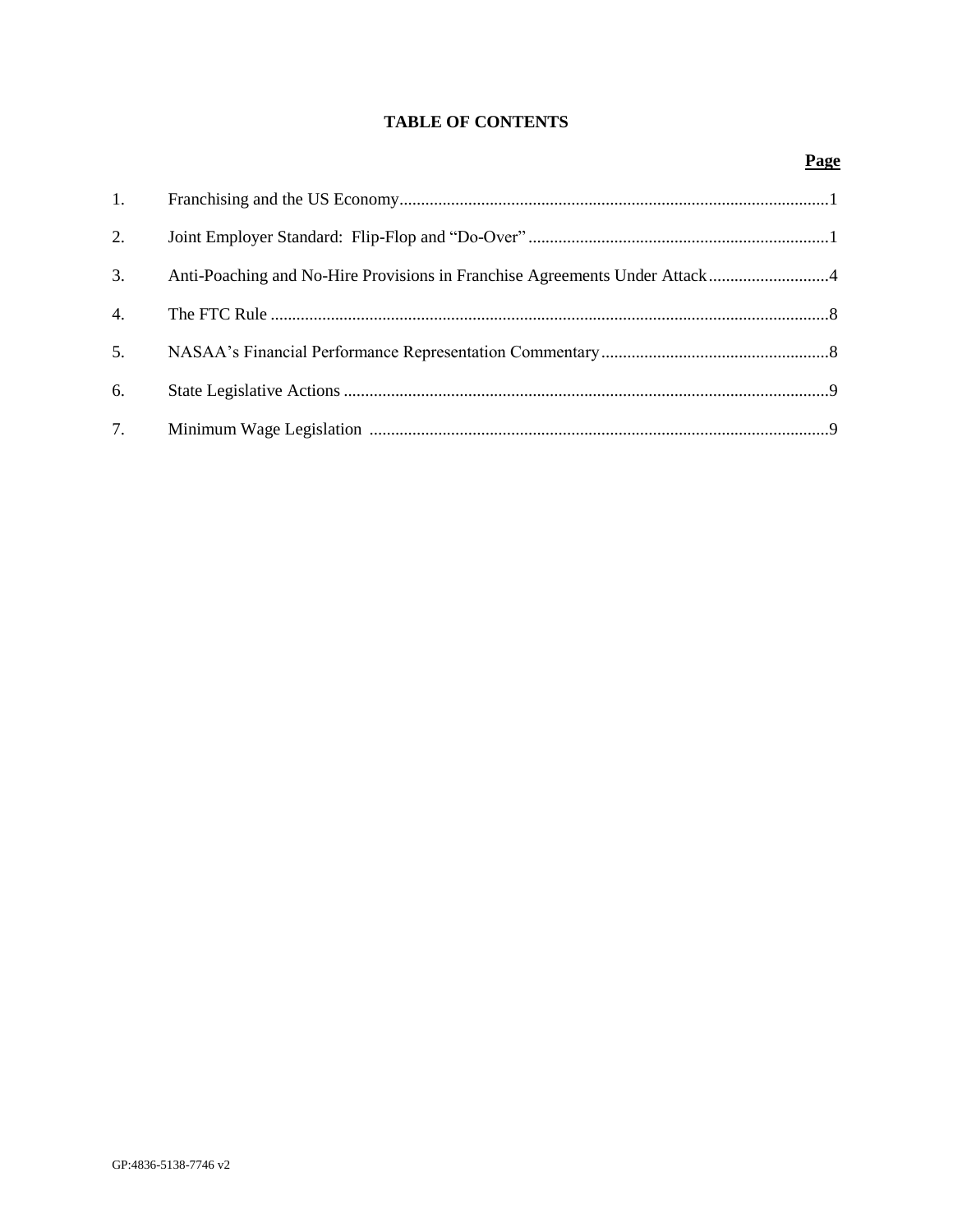**TABLE OF CONTENTS**

| | | Page |
|---|---|---|
| 1. | Franchising and the US Economy | 1 |
| 2. | Joint Employer Standard: Flip-Flop and “Do-Over” | 1 |
| 3. | Anti-Poaching and No-Hire Provisions in Franchise Agreements Under Attack | 4 |
| 4. | The FTC Rule | 8 |
| 5. | NASAA’s Financial Performance Representation Commentary | 8 |
| 6. | State Legislative Actions | 9 |
| 7. | Minimum Wage Legislation | 9 |

GP:4836-5138-7746 v2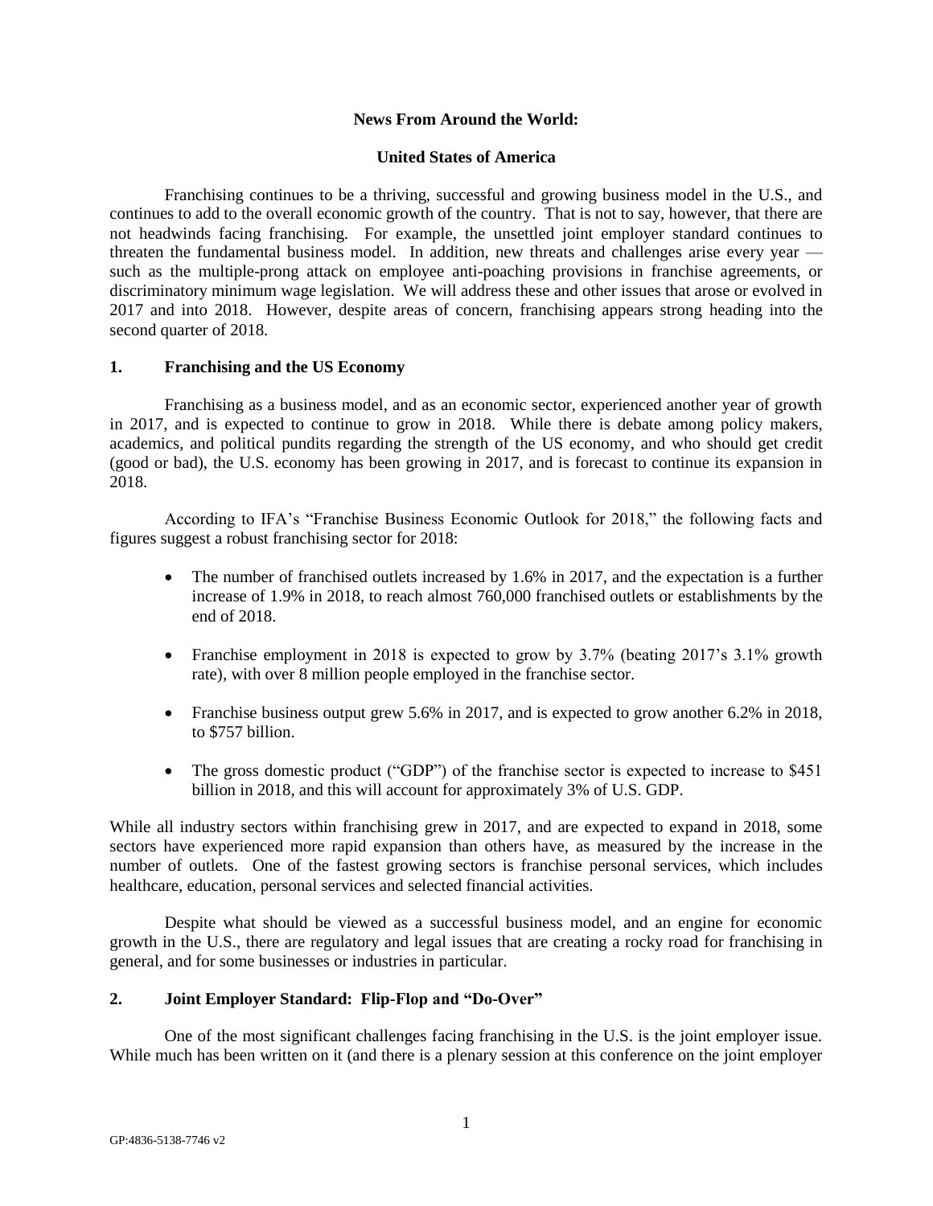**News From Around the World:**

**United States of America**

Franchising continues to be a thriving, successful and growing business model in the U.S., and continues to add to the overall economic growth of the country. That is not to say, however, that there are not headwinds facing franchising. For example, the unsettled joint employer standard continues to threaten the fundamental business model. In addition, new threats and challenges arise every year — such as the multiple-prong attack on employee anti-poaching provisions in franchise agreements, or discriminatory minimum wage legislation. We will address these and other issues that arose or evolved in 2017 and into 2018. However, despite areas of concern, franchising appears strong heading into the second quarter of 2018.

## 1. Franchising and the US Economy

Franchising as a business model, and as an economic sector, experienced another year of growth in 2017, and is expected to continue to grow in 2018. While there is debate among policy makers, academics, and political pundits regarding the strength of the US economy, and who should get credit (good or bad), the U.S. economy has been growing in 2017, and is forecast to continue its expansion in 2018.

According to IFA's "Franchise Business Economic Outlook for 2018," the following facts and figures suggest a robust franchising sector for 2018:

- The number of franchised outlets increased by 1.6% in 2017, and the expectation is a further increase of 1.9% in 2018, to reach almost 760,000 franchised outlets or establishments by the end of 2018.
- Franchise employment in 2018 is expected to grow by 3.7% (beating 2017's 3.1% growth rate), with over 8 million people employed in the franchise sector.
- Franchise business output grew 5.6% in 2017, and is expected to grow another 6.2% in 2018, to $757 billion.
- The gross domestic product ("GDP") of the franchise sector is expected to increase to $451 billion in 2018, and this will account for approximately 3% of U.S. GDP.

While all industry sectors within franchising grew in 2017, and are expected to expand in 2018, some sectors have experienced more rapid expansion than others have, as measured by the increase in the number of outlets. One of the fastest growing sectors is franchise personal services, which includes healthcare, education, personal services and selected financial activities.

Despite what should be viewed as a successful business model, and an engine for economic growth in the U.S., there are regulatory and legal issues that are creating a rocky road for franchising in general, and for some businesses or industries in particular.

## 2. Joint Employer Standard: Flip-Flop and "Do-Over"

One of the most significant challenges facing franchising in the U.S. is the joint employer issue. While much has been written on it (and there is a plenary session at this conference on the joint employer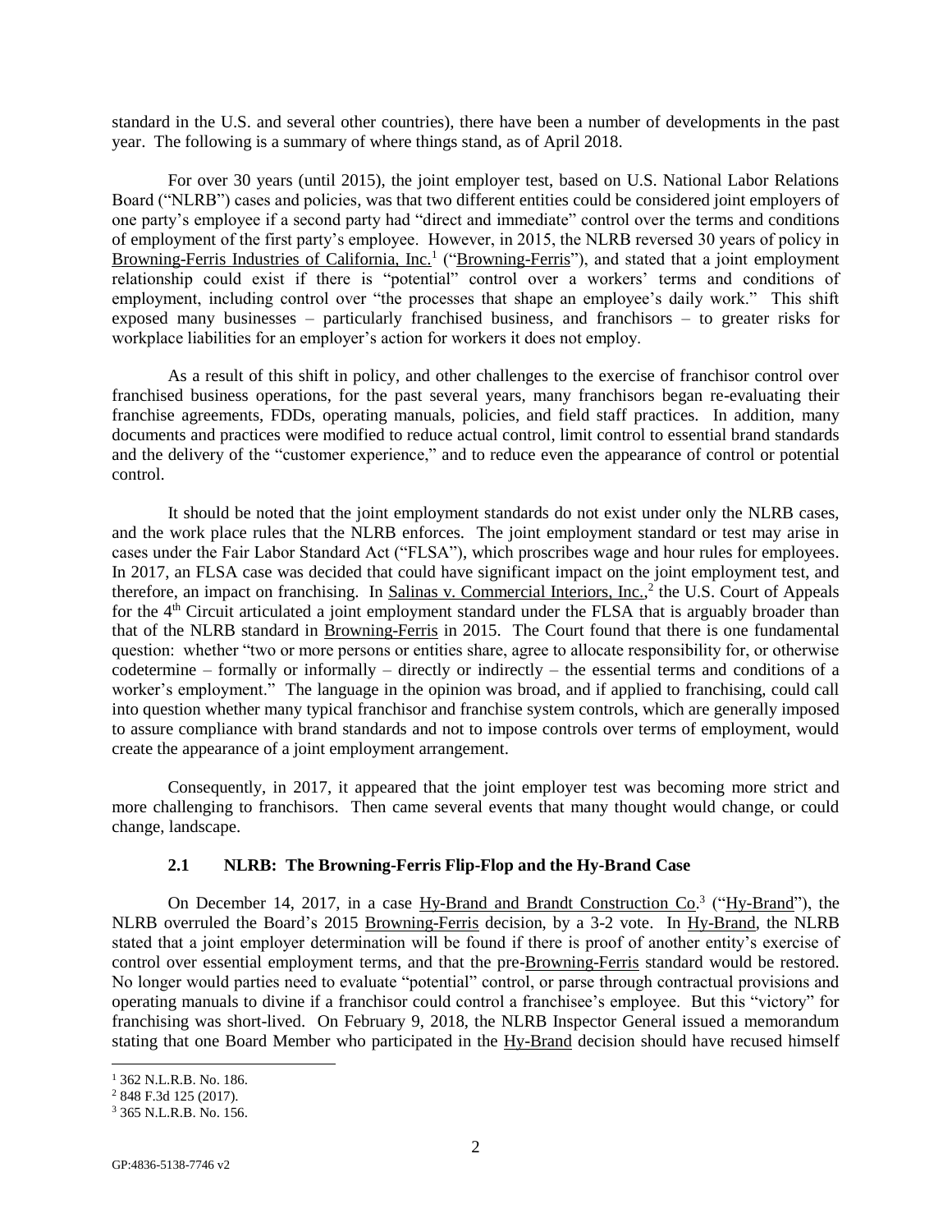standard in the U.S. and several other countries), there have been a number of developments in the past year. The following is a summary of where things stand, as of April 2018.

For over 30 years (until 2015), the joint employer test, based on U.S. National Labor Relations Board ("NLRB") cases and policies, was that two different entities could be considered joint employers of one party's employee if a second party had "direct and immediate" control over the terms and conditions of employment of the first party's employee. However, in 2015, the NLRB reversed 30 years of policy in Browning-Ferris Industries of California, Inc.[1] ("Browning-Ferris"), and stated that a joint employment relationship could exist if there is "potential" control over a workers' terms and conditions of employment, including control over "the processes that shape an employee's daily work." This shift exposed many businesses – particularly franchised business, and franchisors – to greater risks for workplace liabilities for an employer's action for workers it does not employ.

As a result of this shift in policy, and other challenges to the exercise of franchisor control over franchised business operations, for the past several years, many franchisors began re-evaluating their franchise agreements, FDDs, operating manuals, policies, and field staff practices. In addition, many documents and practices were modified to reduce actual control, limit control to essential brand standards and the delivery of the "customer experience," and to reduce even the appearance of control or potential control.

It should be noted that the joint employment standards do not exist under only the NLRB cases, and the work place rules that the NLRB enforces. The joint employment standard or test may arise in cases under the Fair Labor Standard Act ("FLSA"), which proscribes wage and hour rules for employees. In 2017, an FLSA case was decided that could have significant impact on the joint employment test, and therefore, an impact on franchising. In Salinas v. Commercial Interiors, Inc.,[2] the U.S. Court of Appeals for the 4th Circuit articulated a joint employment standard under the FLSA that is arguably broader than that of the NLRB standard in Browning-Ferris in 2015. The Court found that there is one fundamental question: whether "two or more persons or entities share, agree to allocate responsibility for, or otherwise codetermine – formally or informally – directly or indirectly – the essential terms and conditions of a worker's employment." The language in the opinion was broad, and if applied to franchising, could call into question whether many typical franchisor and franchise system controls, which are generally imposed to assure compliance with brand standards and not to impose controls over terms of employment, would create the appearance of a joint employment arrangement.

Consequently, in 2017, it appeared that the joint employer test was becoming more strict and more challenging to franchisors. Then came several events that many thought would change, or could change, landscape.

### 2.1 NLRB: The Browning-Ferris Flip-Flop and the Hy-Brand Case

On December 14, 2017, in a case Hy-Brand and Brandt Construction Co.[3] ("Hy-Brand"), the NLRB overruled the Board's 2015 Browning-Ferris decision, by a 3-2 vote. In Hy-Brand, the NLRB stated that a joint employer determination will be found if there is proof of another entity's exercise of control over essential employment terms, and that the pre-Browning-Ferris standard would be restored. No longer would parties need to evaluate "potential" control, or parse through contractual provisions and operating manuals to divine if a franchisor could control a franchisee's employee. But this "victory" for franchising was short-lived. On February 9, 2018, the NLRB Inspector General issued a memorandum stating that one Board Member who participated in the Hy-Brand decision should have recused himself

---

[1] 362 N.L.R.B. No. 186.

[2] 848 F.3d 125 (2017).

[3] 365 N.L.R.B. No. 156.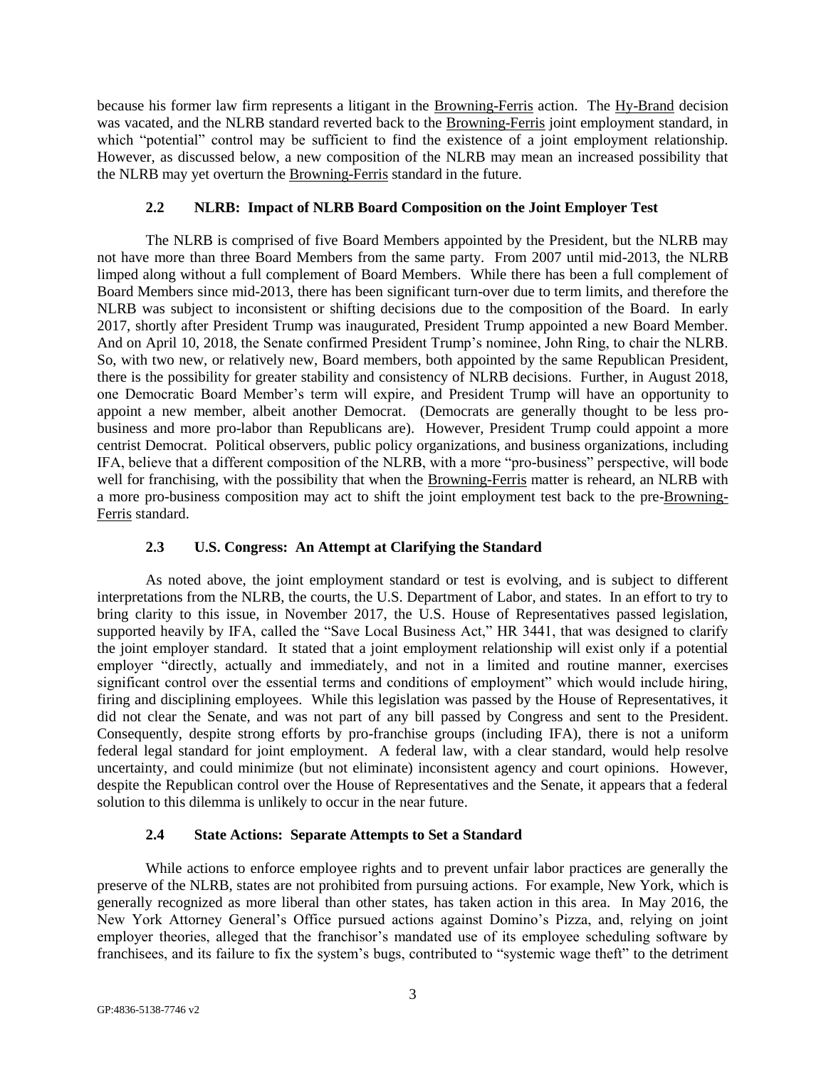because his former law firm represents a litigant in the Browning-Ferris action. The Hy-Brand decision was vacated, and the NLRB standard reverted back to the Browning-Ferris joint employment standard, in which "potential" control may be sufficient to find the existence of a joint employment relationship. However, as discussed below, a new composition of the NLRB may mean an increased possibility that the NLRB may yet overturn the Browning-Ferris standard in the future.

### 2.2 NLRB: Impact of NLRB Board Composition on the Joint Employer Test

The NLRB is comprised of five Board Members appointed by the President, but the NLRB may not have more than three Board Members from the same party. From 2007 until mid-2013, the NLRB limped along without a full complement of Board Members. While there has been a full complement of Board Members since mid-2013, there has been significant turn-over due to term limits, and therefore the NLRB was subject to inconsistent or shifting decisions due to the composition of the Board. In early 2017, shortly after President Trump was inaugurated, President Trump appointed a new Board Member. And on April 10, 2018, the Senate confirmed President Trump's nominee, John Ring, to chair the NLRB. So, with two new, or relatively new, Board members, both appointed by the same Republican President, there is the possibility for greater stability and consistency of NLRB decisions. Further, in August 2018, one Democratic Board Member's term will expire, and President Trump will have an opportunity to appoint a new member, albeit another Democrat. (Democrats are generally thought to be less pro-business and more pro-labor than Republicans are). However, President Trump could appoint a more centrist Democrat. Political observers, public policy organizations, and business organizations, including IFA, believe that a different composition of the NLRB, with a more "pro-business" perspective, will bode well for franchising, with the possibility that when the Browning-Ferris matter is reheard, an NLRB with a more pro-business composition may act to shift the joint employment test back to the pre-Browning-Ferris standard.

### 2.3 U.S. Congress: An Attempt at Clarifying the Standard

As noted above, the joint employment standard or test is evolving, and is subject to different interpretations from the NLRB, the courts, the U.S. Department of Labor, and states. In an effort to try to bring clarity to this issue, in November 2017, the U.S. House of Representatives passed legislation, supported heavily by IFA, called the "Save Local Business Act," HR 3441, that was designed to clarify the joint employer standard. It stated that a joint employment relationship will exist only if a potential employer "directly, actually and immediately, and not in a limited and routine manner, exercises significant control over the essential terms and conditions of employment" which would include hiring, firing and disciplining employees. While this legislation was passed by the House of Representatives, it did not clear the Senate, and was not part of any bill passed by Congress and sent to the President. Consequently, despite strong efforts by pro-franchise groups (including IFA), there is not a uniform federal legal standard for joint employment. A federal law, with a clear standard, would help resolve uncertainty, and could minimize (but not eliminate) inconsistent agency and court opinions. However, despite the Republican control over the House of Representatives and the Senate, it appears that a federal solution to this dilemma is unlikely to occur in the near future.

### 2.4 State Actions: Separate Attempts to Set a Standard

While actions to enforce employee rights and to prevent unfair labor practices are generally the preserve of the NLRB, states are not prohibited from pursuing actions. For example, New York, which is generally recognized as more liberal than other states, has taken action in this area. In May 2016, the New York Attorney General's Office pursued actions against Domino's Pizza, and, relying on joint employer theories, alleged that the franchisor's mandated use of its employee scheduling software by franchisees, and its failure to fix the system's bugs, contributed to "systemic wage theft" to the detriment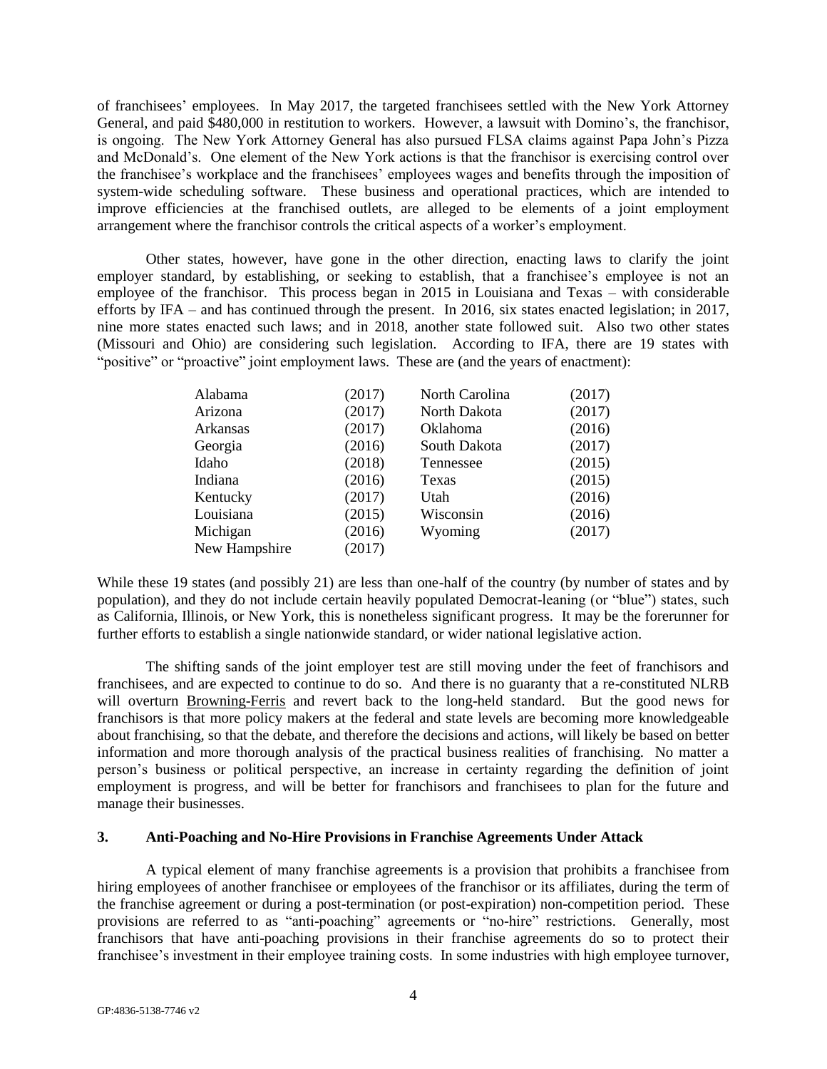of franchisees' employees. In May 2017, the targeted franchisees settled with the New York Attorney General, and paid $480,000 in restitution to workers. However, a lawsuit with Domino's, the franchisor, is ongoing. The New York Attorney General has also pursued FLSA claims against Papa John's Pizza and McDonald's. One element of the New York actions is that the franchisor is exercising control over the franchisee's workplace and the franchisees' employees wages and benefits through the imposition of system-wide scheduling software. These business and operational practices, which are intended to improve efficiencies at the franchised outlets, are alleged to be elements of a joint employment arrangement where the franchisor controls the critical aspects of a worker's employment.

Other states, however, have gone in the other direction, enacting laws to clarify the joint employer standard, by establishing, or seeking to establish, that a franchisee's employee is not an employee of the franchisor. This process began in 2015 in Louisiana and Texas – with considerable efforts by IFA – and has continued through the present. In 2016, six states enacted legislation; in 2017, nine more states enacted such laws; and in 2018, another state followed suit. Also two other states (Missouri and Ohio) are considering such legislation. According to IFA, there are 19 states with "positive" or "proactive" joint employment laws. These are (and the years of enactment):

| | | | |
|---|---|---|---|
| Alabama | (2017) | North Carolina | (2017) |
| Arizona | (2017) | North Dakota | (2017) |
| Arkansas | (2017) | Oklahoma | (2016) |
| Georgia | (2016) | South Dakota | (2017) |
| Idaho | (2018) | Tennessee | (2015) |
| Indiana | (2016) | Texas | (2015) |
| Kentucky | (2017) | Utah | (2016) |
| Louisiana | (2015) | Wisconsin | (2016) |
| Michigan | (2016) | Wyoming | (2017) |
| New Hampshire | (2017) | | |

While these 19 states (and possibly 21) are less than one-half of the country (by number of states and by population), and they do not include certain heavily populated Democrat-leaning (or "blue") states, such as California, Illinois, or New York, this is nonetheless significant progress. It may be the forerunner for further efforts to establish a single nationwide standard, or wider national legislative action.

The shifting sands of the joint employer test are still moving under the feet of franchisors and franchisees, and are expected to continue to do so. And there is no guaranty that a re-constituted NLRB will overturn Browning-Ferris and revert back to the long-held standard. But the good news for franchisors is that more policy makers at the federal and state levels are becoming more knowledgeable about franchising, so that the debate, and therefore the decisions and actions, will likely be based on better information and more thorough analysis of the practical business realities of franchising. No matter a person's business or political perspective, an increase in certainty regarding the definition of joint employment is progress, and will be better for franchisors and franchisees to plan for the future and manage their businesses.

### 3. Anti-Poaching and No-Hire Provisions in Franchise Agreements Under Attack

A typical element of many franchise agreements is a provision that prohibits a franchisee from hiring employees of another franchisee or employees of the franchisor or its affiliates, during the term of the franchise agreement or during a post-termination (or post-expiration) non-competition period. These provisions are referred to as "anti-poaching" agreements or "no-hire" restrictions. Generally, most franchisors that have anti-poaching provisions in their franchise agreements do so to protect their franchisee's investment in their employee training costs. In some industries with high employee turnover,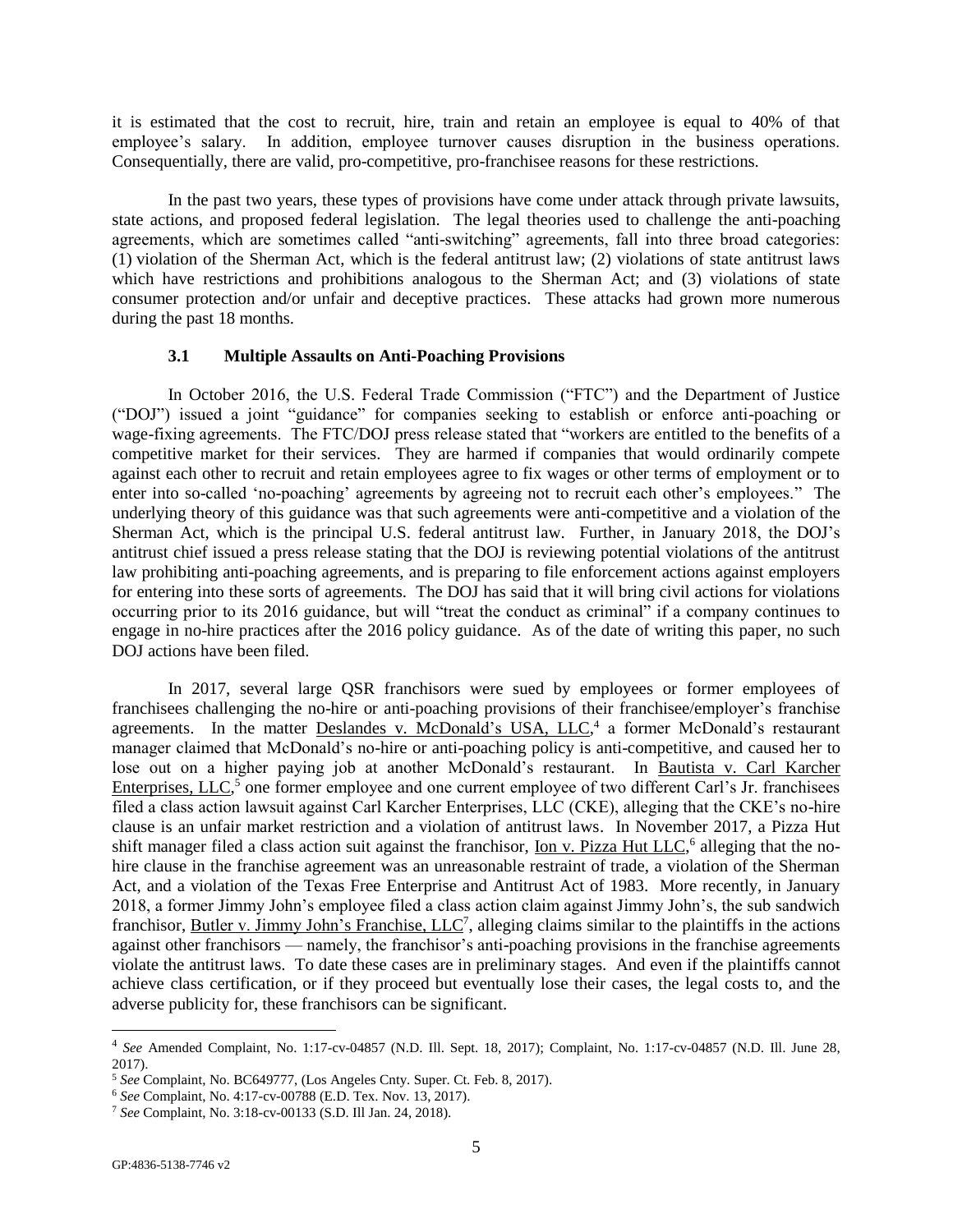it is estimated that the cost to recruit, hire, train and retain an employee is equal to 40% of that employee's salary. In addition, employee turnover causes disruption in the business operations. Consequentially, there are valid, pro-competitive, pro-franchisee reasons for these restrictions.

In the past two years, these types of provisions have come under attack through private lawsuits, state actions, and proposed federal legislation. The legal theories used to challenge the anti-poaching agreements, which are sometimes called "anti-switching" agreements, fall into three broad categories: (1) violation of the Sherman Act, which is the federal antitrust law; (2) violations of state antitrust laws which have restrictions and prohibitions analogous to the Sherman Act; and (3) violations of state consumer protection and/or unfair and deceptive practices. These attacks had grown more numerous during the past 18 months.

### 3.1 Multiple Assaults on Anti-Poaching Provisions

In October 2016, the U.S. Federal Trade Commission ("FTC") and the Department of Justice ("DOJ") issued a joint "guidance" for companies seeking to establish or enforce anti-poaching or wage-fixing agreements. The FTC/DOJ press release stated that "workers are entitled to the benefits of a competitive market for their services. They are harmed if companies that would ordinarily compete against each other to recruit and retain employees agree to fix wages or other terms of employment or to enter into so-called 'no-poaching' agreements by agreeing not to recruit each other's employees." The underlying theory of this guidance was that such agreements were anti-competitive and a violation of the Sherman Act, which is the principal U.S. federal antitrust law. Further, in January 2018, the DOJ's antitrust chief issued a press release stating that the DOJ is reviewing potential violations of the antitrust law prohibiting anti-poaching agreements, and is preparing to file enforcement actions against employers for entering into these sorts of agreements. The DOJ has said that it will bring civil actions for violations occurring prior to its 2016 guidance, but will "treat the conduct as criminal" if a company continues to engage in no-hire practices after the 2016 policy guidance. As of the date of writing this paper, no such DOJ actions have been filed.

In 2017, several large QSR franchisors were sued by employees or former employees of franchisees challenging the no-hire or anti-poaching provisions of their franchisee/employer's franchise agreements. In the matter Deslandes v. McDonald's USA, LLC,[4] a former McDonald's restaurant manager claimed that McDonald's no-hire or anti-poaching policy is anti-competitive, and caused her to lose out on a higher paying job at another McDonald's restaurant. In Bautista v. Carl Karcher Enterprises, LLC,[5] one former employee and one current employee of two different Carl's Jr. franchisees filed a class action lawsuit against Carl Karcher Enterprises, LLC (CKE), alleging that the CKE's no-hire clause is an unfair market restriction and a violation of antitrust laws. In November 2017, a Pizza Hut shift manager filed a class action suit against the franchisor, Ion v. Pizza Hut LLC,[6] alleging that the no-hire clause in the franchise agreement was an unreasonable restraint of trade, a violation of the Sherman Act, and a violation of the Texas Free Enterprise and Antitrust Act of 1983. More recently, in January 2018, a former Jimmy John's employee filed a class action claim against Jimmy John's, the sub sandwich franchisor, Butler v. Jimmy John's Franchise, LLC[7], alleging claims similar to the plaintiffs in the actions against other franchisors — namely, the franchisor's anti-poaching provisions in the franchise agreements violate the antitrust laws. To date these cases are in preliminary stages. And even if the plaintiffs cannot achieve class certification, or if they proceed but eventually lose their cases, the legal costs to, and the adverse publicity for, these franchisors can be significant.

---

[4] *See* Amended Complaint, No. 1:17-cv-04857 (N.D. Ill. Sept. 18, 2017); Complaint, No. 1:17-cv-04857 (N.D. Ill. June 28, 2017).

[5] *See* Complaint, No. BC649777, (Los Angeles Cnty. Super. Ct. Feb. 8, 2017).

[6] *See* Complaint, No. 4:17-cv-00788 (E.D. Tex. Nov. 13, 2017).

[7] *See* Complaint, No. 3:18-cv-00133 (S.D. Ill Jan. 24, 2018).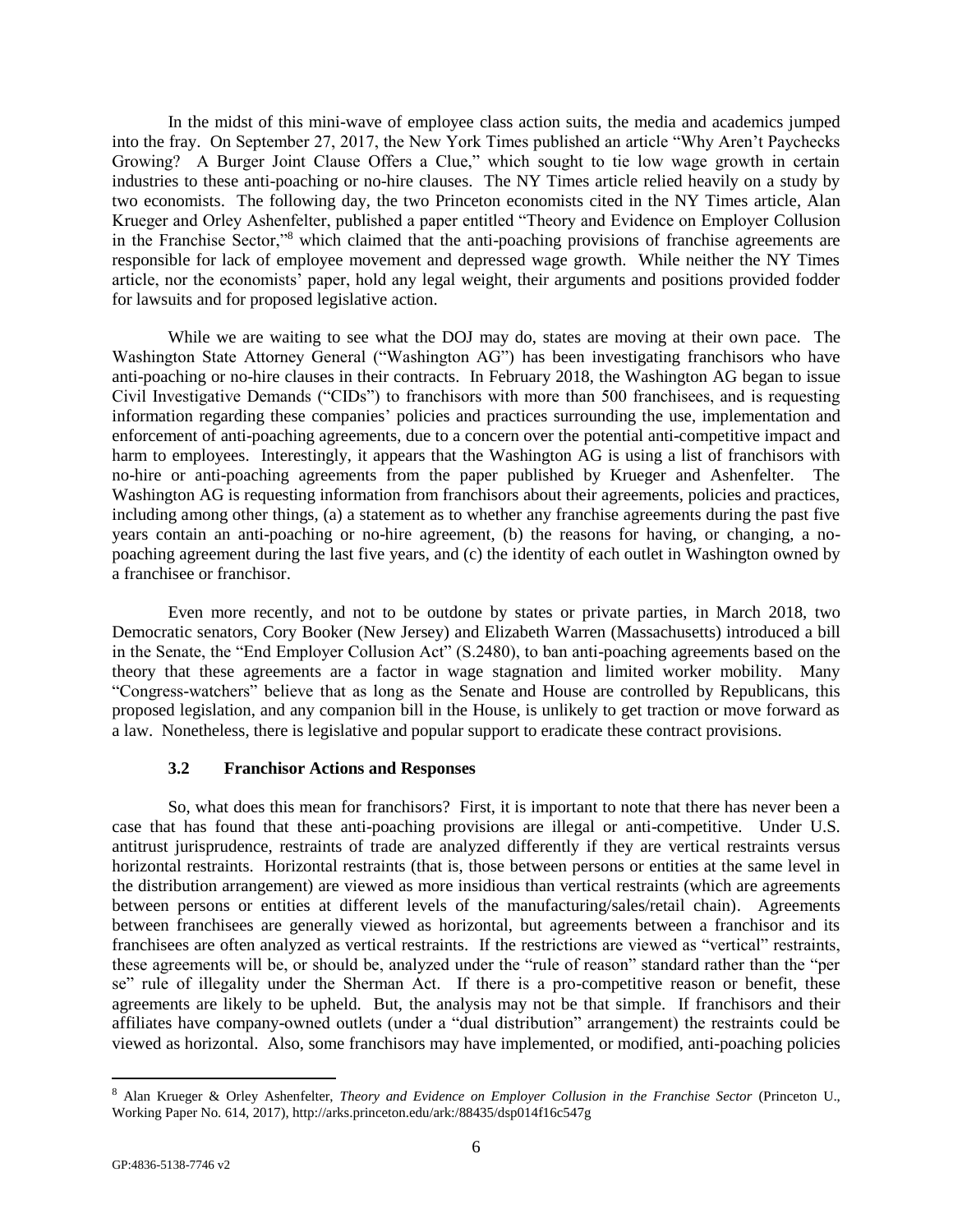In the midst of this mini-wave of employee class action suits, the media and academics jumped into the fray. On September 27, 2017, the New York Times published an article "Why Aren't Paychecks Growing? A Burger Joint Clause Offers a Clue," which sought to tie low wage growth in certain industries to these anti-poaching or no-hire clauses. The NY Times article relied heavily on a study by two economists. The following day, the two Princeton economists cited in the NY Times article, Alan Krueger and Orley Ashenfelter, published a paper entitled "Theory and Evidence on Employer Collusion in the Franchise Sector,"[8] which claimed that the anti-poaching provisions of franchise agreements are responsible for lack of employee movement and depressed wage growth. While neither the NY Times article, nor the economists' paper, hold any legal weight, their arguments and positions provided fodder for lawsuits and for proposed legislative action.

While we are waiting to see what the DOJ may do, states are moving at their own pace. The Washington State Attorney General ("Washington AG") has been investigating franchisors who have anti-poaching or no-hire clauses in their contracts. In February 2018, the Washington AG began to issue Civil Investigative Demands ("CIDs") to franchisors with more than 500 franchisees, and is requesting information regarding these companies' policies and practices surrounding the use, implementation and enforcement of anti-poaching agreements, due to a concern over the potential anti-competitive impact and harm to employees. Interestingly, it appears that the Washington AG is using a list of franchisors with no-hire or anti-poaching agreements from the paper published by Krueger and Ashenfelter. The Washington AG is requesting information from franchisors about their agreements, policies and practices, including among other things, (a) a statement as to whether any franchise agreements during the past five years contain an anti-poaching or no-hire agreement, (b) the reasons for having, or changing, a no-poaching agreement during the last five years, and (c) the identity of each outlet in Washington owned by a franchisee or franchisor.

Even more recently, and not to be outdone by states or private parties, in March 2018, two Democratic senators, Cory Booker (New Jersey) and Elizabeth Warren (Massachusetts) introduced a bill in the Senate, the "End Employer Collusion Act" (S.2480), to ban anti-poaching agreements based on the theory that these agreements are a factor in wage stagnation and limited worker mobility. Many "Congress-watchers" believe that as long as the Senate and House are controlled by Republicans, this proposed legislation, and any companion bill in the House, is unlikely to get traction or move forward as a law. Nonetheless, there is legislative and popular support to eradicate these contract provisions.

### 3.2 Franchisor Actions and Responses

So, what does this mean for franchisors? First, it is important to note that there has never been a case that has found that these anti-poaching provisions are illegal or anti-competitive. Under U.S. antitrust jurisprudence, restraints of trade are analyzed differently if they are vertical restraints versus horizontal restraints. Horizontal restraints (that is, those between persons or entities at the same level in the distribution arrangement) are viewed as more insidious than vertical restraints (which are agreements between persons or entities at different levels of the manufacturing/sales/retail chain). Agreements between franchisees are generally viewed as horizontal, but agreements between a franchisor and its franchisees are often analyzed as vertical restraints. If the restrictions are viewed as "vertical" restraints, these agreements will be, or should be, analyzed under the "rule of reason" standard rather than the "per se" rule of illegality under the Sherman Act. If there is a pro-competitive reason or benefit, these agreements are likely to be upheld. But, the analysis may not be that simple. If franchisors and their affiliates have company-owned outlets (under a "dual distribution" arrangement) the restraints could be viewed as horizontal. Also, some franchisors may have implemented, or modified, anti-poaching policies

---

[8] Alan Krueger & Orley Ashenfelter, *Theory and Evidence on Employer Collusion in the Franchise Sector* (Princeton U., Working Paper No. 614, 2017), http://arks.princeton.edu/ark:/88435/dsp014f16c547g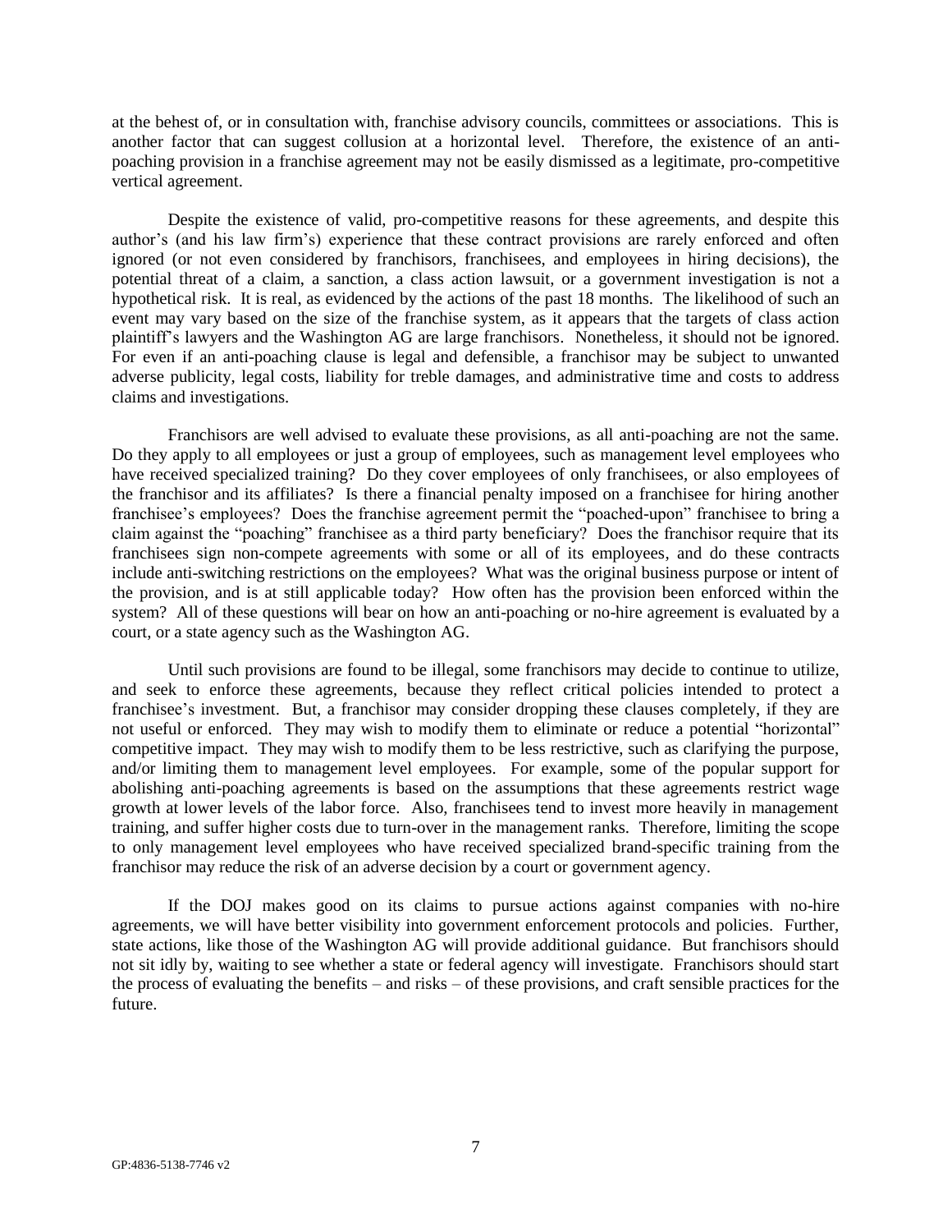at the behest of, or in consultation with, franchise advisory councils, committees or associations. This is another factor that can suggest collusion at a horizontal level. Therefore, the existence of an anti-poaching provision in a franchise agreement may not be easily dismissed as a legitimate, pro-competitive vertical agreement.

Despite the existence of valid, pro-competitive reasons for these agreements, and despite this author's (and his law firm's) experience that these contract provisions are rarely enforced and often ignored (or not even considered by franchisors, franchisees, and employees in hiring decisions), the potential threat of a claim, a sanction, a class action lawsuit, or a government investigation is not a hypothetical risk. It is real, as evidenced by the actions of the past 18 months. The likelihood of such an event may vary based on the size of the franchise system, as it appears that the targets of class action plaintiff's lawyers and the Washington AG are large franchisors. Nonetheless, it should not be ignored. For even if an anti-poaching clause is legal and defensible, a franchisor may be subject to unwanted adverse publicity, legal costs, liability for treble damages, and administrative time and costs to address claims and investigations.

Franchisors are well advised to evaluate these provisions, as all anti-poaching are not the same. Do they apply to all employees or just a group of employees, such as management level employees who have received specialized training? Do they cover employees of only franchisees, or also employees of the franchisor and its affiliates? Is there a financial penalty imposed on a franchisee for hiring another franchisee's employees? Does the franchise agreement permit the "poached-upon" franchisee to bring a claim against the "poaching" franchisee as a third party beneficiary? Does the franchisor require that its franchisees sign non-compete agreements with some or all of its employees, and do these contracts include anti-switching restrictions on the employees? What was the original business purpose or intent of the provision, and is at still applicable today? How often has the provision been enforced within the system? All of these questions will bear on how an anti-poaching or no-hire agreement is evaluated by a court, or a state agency such as the Washington AG.

Until such provisions are found to be illegal, some franchisors may decide to continue to utilize, and seek to enforce these agreements, because they reflect critical policies intended to protect a franchisee's investment. But, a franchisor may consider dropping these clauses completely, if they are not useful or enforced. They may wish to modify them to eliminate or reduce a potential "horizontal" competitive impact. They may wish to modify them to be less restrictive, such as clarifying the purpose, and/or limiting them to management level employees. For example, some of the popular support for abolishing anti-poaching agreements is based on the assumptions that these agreements restrict wage growth at lower levels of the labor force. Also, franchisees tend to invest more heavily in management training, and suffer higher costs due to turn-over in the management ranks. Therefore, limiting the scope to only management level employees who have received specialized brand-specific training from the franchisor may reduce the risk of an adverse decision by a court or government agency.

If the DOJ makes good on its claims to pursue actions against companies with no-hire agreements, we will have better visibility into government enforcement protocols and policies. Further, state actions, like those of the Washington AG will provide additional guidance. But franchisors should not sit idly by, waiting to see whether a state or federal agency will investigate. Franchisors should start the process of evaluating the benefits – and risks – of these provisions, and craft sensible practices for the future.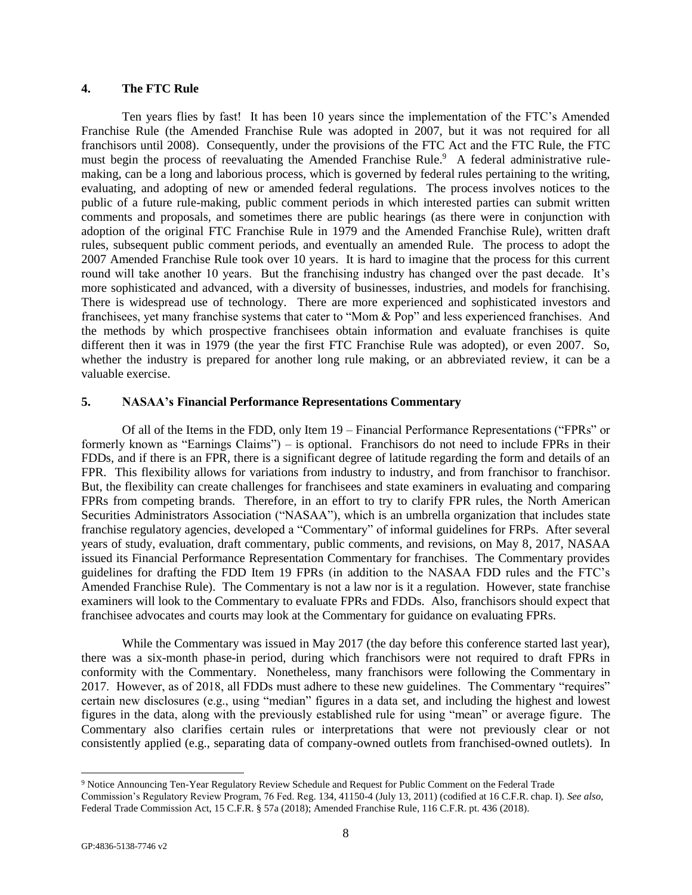## 4. The FTC Rule

Ten years flies by fast! It has been 10 years since the implementation of the FTC's Amended Franchise Rule (the Amended Franchise Rule was adopted in 2007, but it was not required for all franchisors until 2008). Consequently, under the provisions of the FTC Act and the FTC Rule, the FTC must begin the process of reevaluating the Amended Franchise Rule.[9] A federal administrative rule-making, can be a long and laborious process, which is governed by federal rules pertaining to the writing, evaluating, and adopting of new or amended federal regulations. The process involves notices to the public of a future rule-making, public comment periods in which interested parties can submit written comments and proposals, and sometimes there are public hearings (as there were in conjunction with adoption of the original FTC Franchise Rule in 1979 and the Amended Franchise Rule), written draft rules, subsequent public comment periods, and eventually an amended Rule. The process to adopt the 2007 Amended Franchise Rule took over 10 years. It is hard to imagine that the process for this current round will take another 10 years. But the franchising industry has changed over the past decade. It's more sophisticated and advanced, with a diversity of businesses, industries, and models for franchising. There is widespread use of technology. There are more experienced and sophisticated investors and franchisees, yet many franchise systems that cater to "Mom & Pop" and less experienced franchises. And the methods by which prospective franchisees obtain information and evaluate franchises is quite different then it was in 1979 (the year the first FTC Franchise Rule was adopted), or even 2007. So, whether the industry is prepared for another long rule making, or an abbreviated review, it can be a valuable exercise.

## 5. NASAA's Financial Performance Representations Commentary

Of all of the Items in the FDD, only Item 19 – Financial Performance Representations ("FPRs" or formerly known as "Earnings Claims") – is optional. Franchisors do not need to include FPRs in their FDDs, and if there is an FPR, there is a significant degree of latitude regarding the form and details of an FPR. This flexibility allows for variations from industry to industry, and from franchisor to franchisor. But, the flexibility can create challenges for franchisees and state examiners in evaluating and comparing FPRs from competing brands. Therefore, in an effort to try to clarify FPR rules, the North American Securities Administrators Association ("NASAA"), which is an umbrella organization that includes state franchise regulatory agencies, developed a "Commentary" of informal guidelines for FRPs. After several years of study, evaluation, draft commentary, public comments, and revisions, on May 8, 2017, NASAA issued its Financial Performance Representation Commentary for franchises. The Commentary provides guidelines for drafting the FDD Item 19 FPRs (in addition to the NASAA FDD rules and the FTC's Amended Franchise Rule). The Commentary is not a law nor is it a regulation. However, state franchise examiners will look to the Commentary to evaluate FPRs and FDDs. Also, franchisors should expect that franchisee advocates and courts may look at the Commentary for guidance on evaluating FPRs.

While the Commentary was issued in May 2017 (the day before this conference started last year), there was a six-month phase-in period, during which franchisors were not required to draft FPRs in conformity with the Commentary. Nonetheless, many franchisors were following the Commentary in 2017. However, as of 2018, all FDDs must adhere to these new guidelines. The Commentary "requires" certain new disclosures (e.g., using "median" figures in a data set, and including the highest and lowest figures in the data, along with the previously established rule for using "mean" or average figure. The Commentary also clarifies certain rules or interpretations that were not previously clear or not consistently applied (e.g., separating data of company-owned outlets from franchised-owned outlets). In

---

[9] Notice Announcing Ten-Year Regulatory Review Schedule and Request for Public Comment on the Federal Trade Commission's Regulatory Review Program, 76 Fed. Reg. 134, 41150-4 (July 13, 2011) (codified at 16 C.F.R. chap. I). *See also*, Federal Trade Commission Act, 15 C.F.R. § 57a (2018); Amended Franchise Rule, 116 C.F.R. pt. 436 (2018).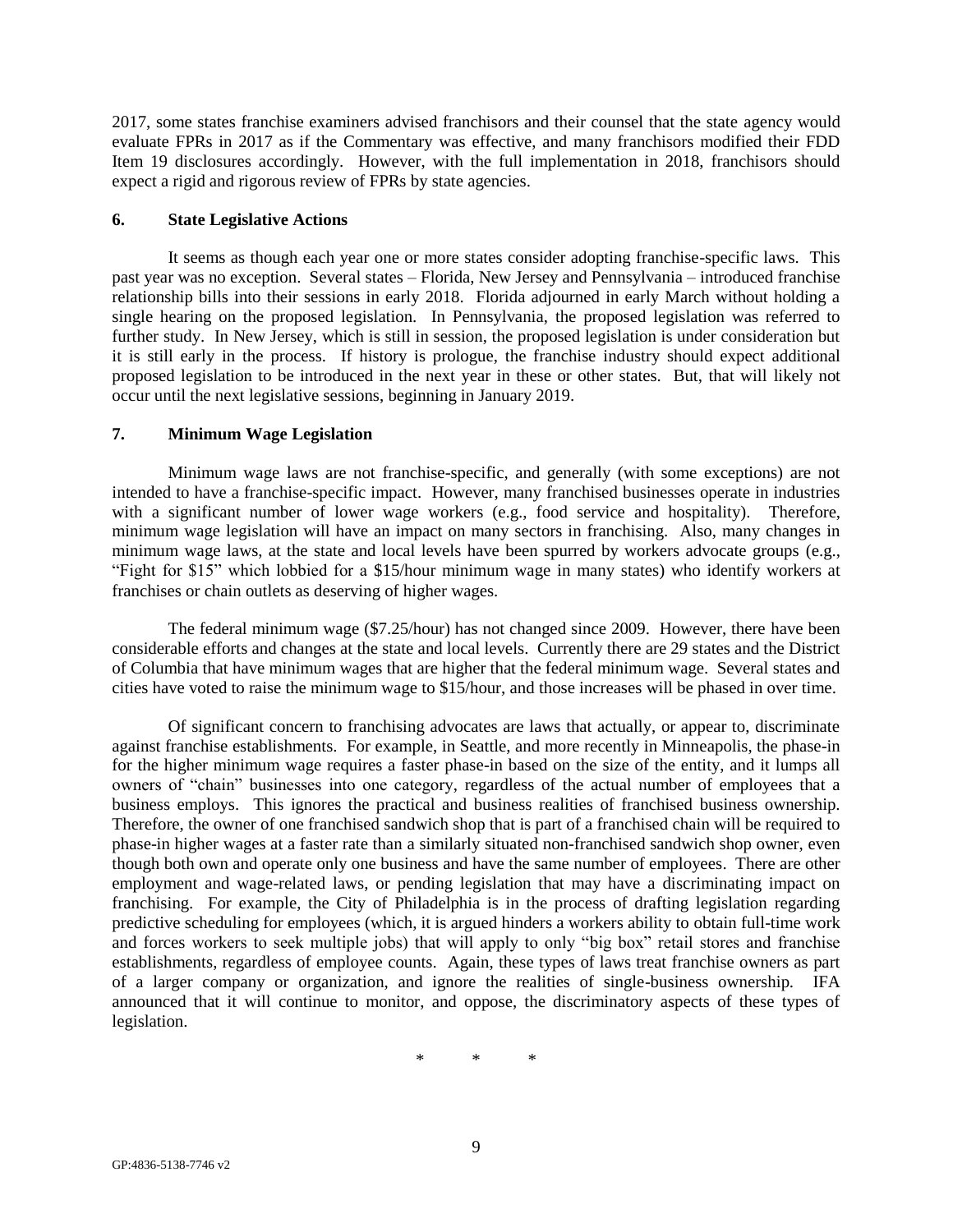2017, some states franchise examiners advised franchisors and their counsel that the state agency would evaluate FPRs in 2017 as if the Commentary was effective, and many franchisors modified their FDD Item 19 disclosures accordingly. However, with the full implementation in 2018, franchisors should expect a rigid and rigorous review of FPRs by state agencies.

### 6. State Legislative Actions

It seems as though each year one or more states consider adopting franchise-specific laws. This past year was no exception. Several states – Florida, New Jersey and Pennsylvania – introduced franchise relationship bills into their sessions in early 2018. Florida adjourned in early March without holding a single hearing on the proposed legislation. In Pennsylvania, the proposed legislation was referred to further study. In New Jersey, which is still in session, the proposed legislation is under consideration but it is still early in the process. If history is prologue, the franchise industry should expect additional proposed legislation to be introduced in the next year in these or other states. But, that will likely not occur until the next legislative sessions, beginning in January 2019.

### 7. Minimum Wage Legislation

Minimum wage laws are not franchise-specific, and generally (with some exceptions) are not intended to have a franchise-specific impact. However, many franchised businesses operate in industries with a significant number of lower wage workers (e.g., food service and hospitality). Therefore, minimum wage legislation will have an impact on many sectors in franchising. Also, many changes in minimum wage laws, at the state and local levels have been spurred by workers advocate groups (e.g., "Fight for $15" which lobbied for a $15/hour minimum wage in many states) who identify workers at franchises or chain outlets as deserving of higher wages.

The federal minimum wage ($7.25/hour) has not changed since 2009. However, there have been considerable efforts and changes at the state and local levels. Currently there are 29 states and the District of Columbia that have minimum wages that are higher that the federal minimum wage. Several states and cities have voted to raise the minimum wage to $15/hour, and those increases will be phased in over time.

Of significant concern to franchising advocates are laws that actually, or appear to, discriminate against franchise establishments. For example, in Seattle, and more recently in Minneapolis, the phase-in for the higher minimum wage requires a faster phase-in based on the size of the entity, and it lumps all owners of "chain" businesses into one category, regardless of the actual number of employees that a business employs. This ignores the practical and business realities of franchised business ownership. Therefore, the owner of one franchised sandwich shop that is part of a franchised chain will be required to phase-in higher wages at a faster rate than a similarly situated non-franchised sandwich shop owner, even though both own and operate only one business and have the same number of employees. There are other employment and wage-related laws, or pending legislation that may have a discriminating impact on franchising. For example, the City of Philadelphia is in the process of drafting legislation regarding predictive scheduling for employees (which, it is argued hinders a workers ability to obtain full-time work and forces workers to seek multiple jobs) that will apply to only "big box" retail stores and franchise establishments, regardless of employee counts. Again, these types of laws treat franchise owners as part of a larger company or organization, and ignore the realities of single-business ownership. IFA announced that it will continue to monitor, and oppose, the discriminatory aspects of these types of legislation.

\* \* \*

GP:4836-5138-7746 v2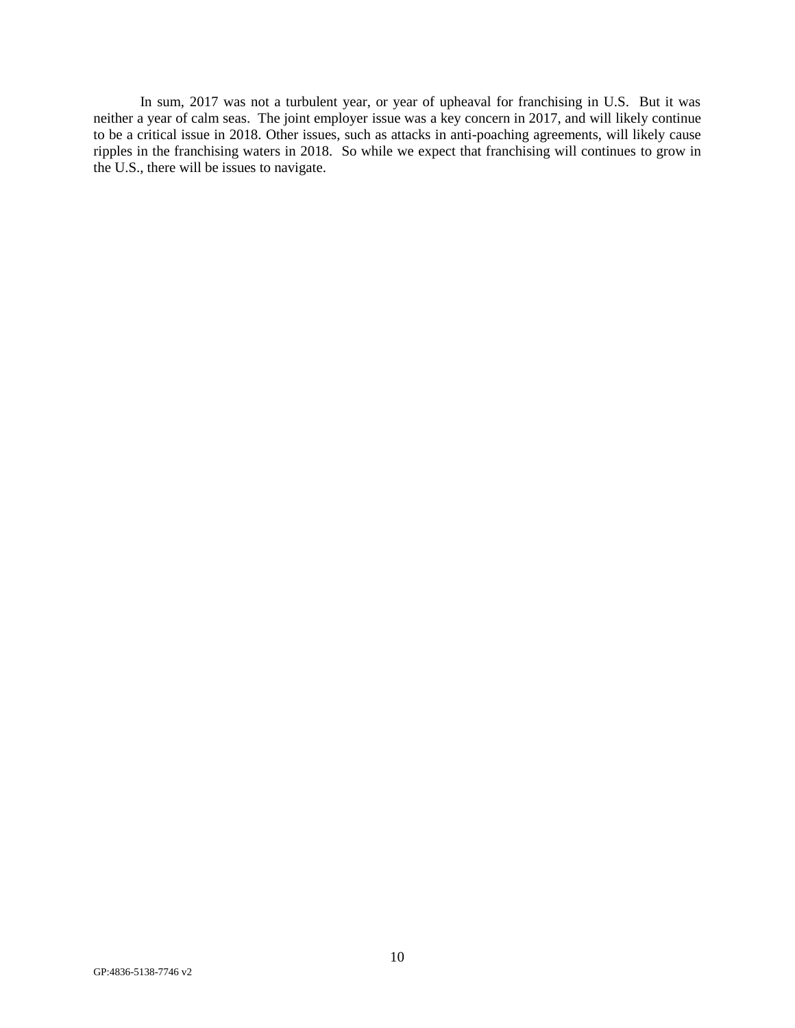In sum, 2017 was not a turbulent year, or year of upheaval for franchising in U.S. But it was neither a year of calm seas. The joint employer issue was a key concern in 2017, and will likely continue to be a critical issue in 2018. Other issues, such as attacks in anti-poaching agreements, will likely cause ripples in the franchising waters in 2018. So while we expect that franchising will continues to grow in the U.S., there will be issues to navigate.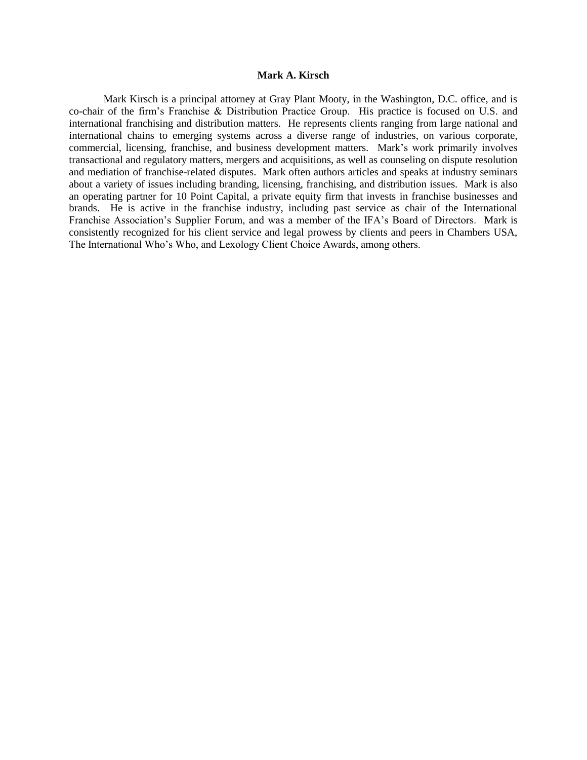**Mark A. Kirsch**

Mark Kirsch is a principal attorney at Gray Plant Mooty, in the Washington, D.C. office, and is co-chair of the firm's Franchise & Distribution Practice Group. His practice is focused on U.S. and international franchising and distribution matters. He represents clients ranging from large national and international chains to emerging systems across a diverse range of industries, on various corporate, commercial, licensing, franchise, and business development matters. Mark's work primarily involves transactional and regulatory matters, mergers and acquisitions, as well as counseling on dispute resolution and mediation of franchise-related disputes. Mark often authors articles and speaks at industry seminars about a variety of issues including branding, licensing, franchising, and distribution issues. Mark is also an operating partner for 10 Point Capital, a private equity firm that invests in franchise businesses and brands. He is active in the franchise industry, including past service as chair of the International Franchise Association's Supplier Forum, and was a member of the IFA's Board of Directors. Mark is consistently recognized for his client service and legal prowess by clients and peers in Chambers USA, The International Who's Who, and Lexology Client Choice Awards, among others.